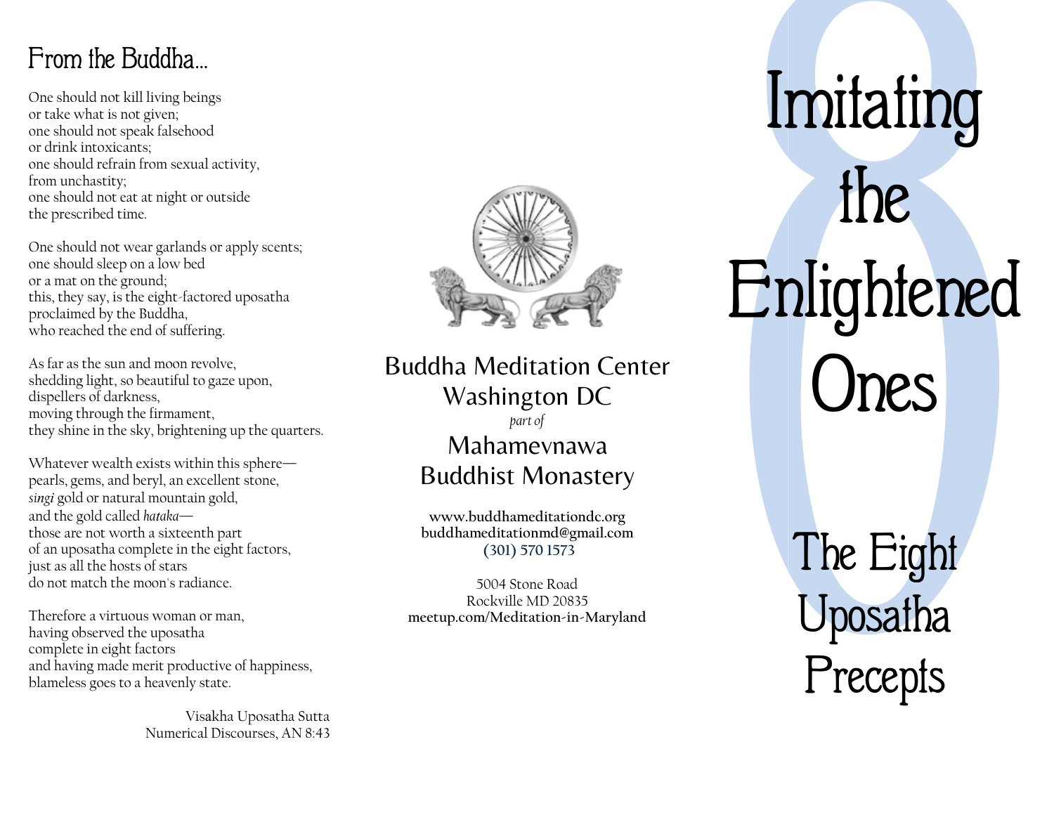## From the Buddha...

One should not kill living beings
or take what is not given;
one should not speak falsehood
or drink intoxicants;
one should refrain from sexual activity,
from unchastity;
one should not eat at night or outside
the prescribed time.

One should not wear garlands or apply scents;
one should sleep on a low bed
or a mat on the ground;
this, they say, is the eight-factored uposatha
proclaimed by the Buddha,
who reached the end of suffering.

As far as the sun and moon revolve,
shedding light, so beautiful to gaze upon,
dispellers of darkness,
moving through the firmament,
they shine in the sky, brightening up the quarters.

Whatever wealth exists within this sphere—
pearls, gems, and beryl, an excellent stone,
*singi* gold or natural mountain gold,
and the gold called *hataka*—
those are not worth a sixteenth part
of an uposatha complete in the eight factors,
just as all the hosts of stars
do not match the moon's radiance.

Therefore a virtuous woman or man,
having observed the uposatha
complete in eight factors
and having made merit productive of happiness,
blameless goes to a heavenly state.

Visakha Uposatha Sutta
Numerical Discourses, AN 8:43

Buddha Meditation Center
Washington DC
*part of*
Mahamevnawa
Buddhist Monastery

**www.buddhameditationdc.org**
**buddhameditationmd@gmail.com**
**(301) 570 1573**

5004 Stone Road
Rockville MD 20835
**meetup.com/Meditation-in-Maryland**

# Imitating the Enlightened Ones

## The Eight Uposatha Precepts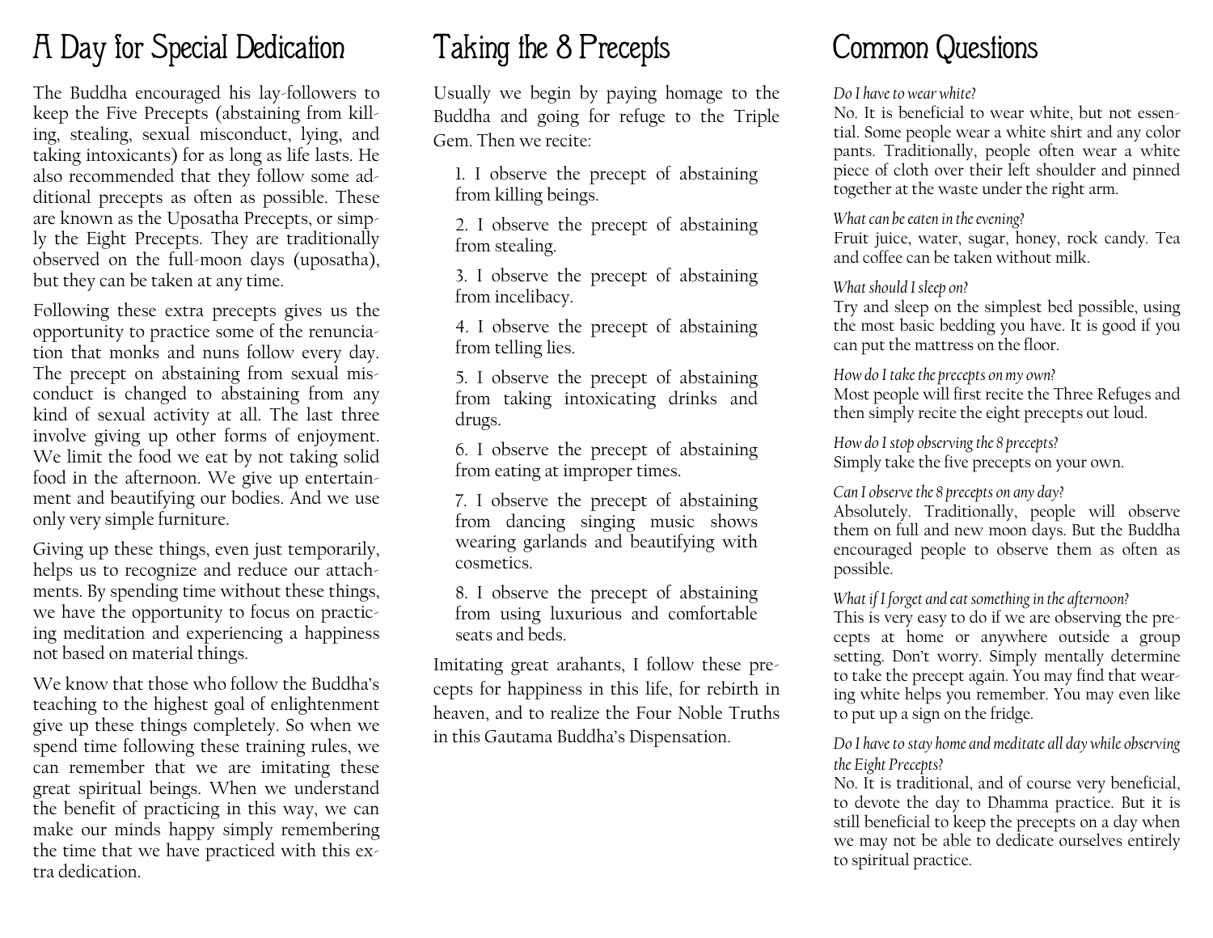## A Day for Special Dedication

The Buddha encouraged his lay-followers to keep the Five Precepts (abstaining from killing, stealing, sexual misconduct, lying, and taking intoxicants) for as long as life lasts. He also recommended that they follow some additional precepts as often as possible. These are known as the Uposatha Precepts, or simply the Eight Precepts. They are traditionally observed on the full-moon days (uposatha), but they can be taken at any time.

Following these extra precepts gives us the opportunity to practice some of the renunciation that monks and nuns follow every day. The precept on abstaining from sexual misconduct is changed to abstaining from any kind of sexual activity at all. The last three involve giving up other forms of enjoyment. We limit the food we eat by not taking solid food in the afternoon. We give up entertainment and beautifying our bodies. And we use only very simple furniture.

Giving up these things, even just temporarily, helps us to recognize and reduce our attachments. By spending time without these things, we have the opportunity to focus on practicing meditation and experiencing a happiness not based on material things.

We know that those who follow the Buddha's teaching to the highest goal of enlightenment give up these things completely. So when we spend time following these training rules, we can remember that we are imitating these great spiritual beings. When we understand the benefit of practicing in this way, we can make our minds happy simply remembering the time that we have practiced with this extra dedication.

## Taking the 8 Precepts

Usually we begin by paying homage to the Buddha and going for refuge to the Triple Gem. Then we recite:

1. I observe the precept of abstaining from killing beings.
2. I observe the precept of abstaining from stealing.
3. I observe the precept of abstaining from incelibacy.
4. I observe the precept of abstaining from telling lies.
5. I observe the precept of abstaining from taking intoxicating drinks and drugs.
6. I observe the precept of abstaining from eating at improper times.
7. I observe the precept of abstaining from dancing singing music shows wearing garlands and beautifying with cosmetics.
8. I observe the precept of abstaining from using luxurious and comfortable seats and beds.

Imitating great arahants, I follow these precepts for happiness in this life, for rebirth in heaven, and to realize the Four Noble Truths in this Gautama Buddha's Dispensation.

## Common Questions

*Do I have to wear white?*
No. It is beneficial to wear white, but not essential. Some people wear a white shirt and any color pants. Traditionally, people often wear a white piece of cloth over their left shoulder and pinned together at the waste under the right arm.

*What can be eaten in the evening?*
Fruit juice, water, sugar, honey, rock candy. Tea and coffee can be taken without milk.

*What should I sleep on?*
Try and sleep on the simplest bed possible, using the most basic bedding you have. It is good if you can put the mattress on the floor.

*How do I take the precepts on my own?*
Most people will first recite the Three Refuges and then simply recite the eight precepts out loud.

*How do I stop observing the 8 precepts?*
Simply take the five precepts on your own.

*Can I observe the 8 precepts on any day?*
Absolutely. Traditionally, people will observe them on full and new moon days. But the Buddha encouraged people to observe them as often as possible.

*What if I forget and eat something in the afternoon?*
This is very easy to do if we are observing the precepts at home or anywhere outside a group setting. Don't worry. Simply mentally determine to take the precept again. You may find that wearing white helps you remember. You may even like to put up a sign on the fridge.

*Do I have to stay home and meditate all day while observing the Eight Precepts?*
No. It is traditional, and of course very beneficial, to devote the day to Dhamma practice. But it is still beneficial to keep the precepts on a day when we may not be able to dedicate ourselves entirely to spiritual practice.